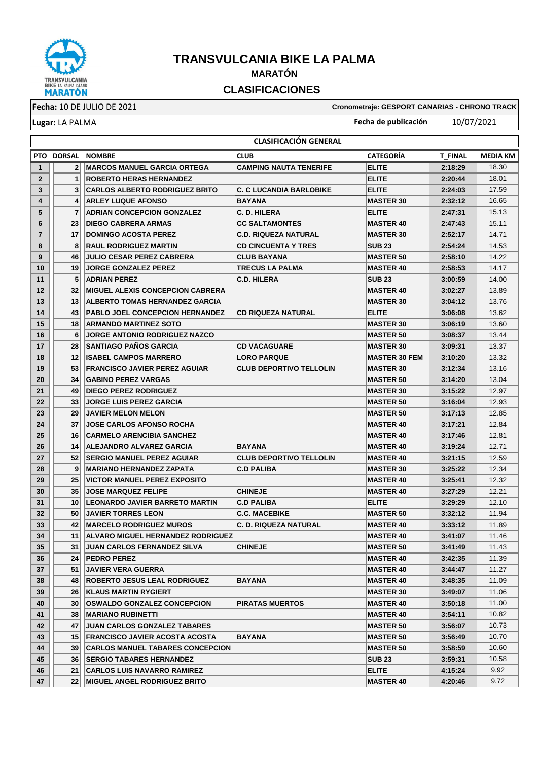# TRANSVULCANIA BIKE LA PALMA

## MARATÓN

## CLASIFICACIONES

**Fecha:** 10 DE JULIO DE 2021

**Cronometraje: GESPORT CANARIAS - CHRONO TRACK**

**Lugar:** LA PALMA

**Fecha de publicación** 10/07/2021

### CLASIFICACIÓN GENERAL

| PTO | DORSAL | NOMBRE | CLUB | CATEGORÍA | T_FINAL | MEDIA KM |
|---|---|---|---|---|---|---|
| 1 | 2 | MARCOS MANUEL GARCIA ORTEGA | CAMPING NAUTA TENERIFE | ELITE | 2:18:29 | 18.30 |
| 2 | 1 | ROBERTO HERAS HERNANDEZ | | ELITE | 2:20:44 | 18.01 |
| 3 | 3 | CARLOS ALBERTO RODRIGUEZ BRITO | C. C LUCANDIA BARLOBIKE | ELITE | 2:24:03 | 17.59 |
| 4 | 4 | ARLEY LUQUE AFONSO | BAYANA | MASTER 30 | 2:32:12 | 16.65 |
| 5 | 7 | ADRIAN CONCEPCION GONZALEZ | C. D. HILERA | ELITE | 2:47:31 | 15.13 |
| 6 | 23 | DIEGO CABRERA ARMAS | CC SALTAMONTES | MASTER 40 | 2:47:43 | 15.11 |
| 7 | 17 | DOMINGO ACOSTA PEREZ | C.D. RIQUEZA NATURAL | MASTER 30 | 2:52:17 | 14.71 |
| 8 | 8 | RAUL RODRIGUEZ MARTIN | CD CINCUENTA Y TRES | SUB 23 | 2:54:24 | 14.53 |
| 9 | 46 | JULIO CESAR PEREZ CABRERA | CLUB BAYANA | MASTER 50 | 2:58:10 | 14.22 |
| 10 | 19 | JORGE GONZALEZ PEREZ | TRECUS LA PALMA | MASTER 40 | 2:58:53 | 14.17 |
| 11 | 5 | ADRIAN PEREZ | C.D. HILERA | SUB 23 | 3:00:59 | 14.00 |
| 12 | 32 | MIGUEL ALEXIS CONCEPCION CABRERA | | MASTER 40 | 3:02:27 | 13.89 |
| 13 | 13 | ALBERTO TOMAS HERNANDEZ GARCIA | | MASTER 30 | 3:04:12 | 13.76 |
| 14 | 43 | PABLO JOEL CONCEPCION HERNANDEZ | CD RIQUEZA NATURAL | ELITE | 3:06:08 | 13.62 |
| 15 | 18 | ARMANDO MARTINEZ SOTO | | MASTER 30 | 3:06:19 | 13.60 |
| 16 | 6 | JORGE ANTONIO RODRIGUEZ NAZCO | | MASTER 50 | 3:08:37 | 13.44 |
| 17 | 28 | SANTIAGO PAÑOS GARCIA | CD VACAGUARE | MASTER 30 | 3:09:31 | 13.37 |
| 18 | 12 | ISABEL CAMPOS MARRERO | LORO PARQUE | MASTER 30 FEM | 3:10:20 | 13.32 |
| 19 | 53 | FRANCISCO JAVIER PEREZ AGUIAR | CLUB DEPORTIVO TELLOLIN | MASTER 30 | 3:12:34 | 13.16 |
| 20 | 34 | GABINO PEREZ VARGAS | | MASTER 50 | 3:14:20 | 13.04 |
| 21 | 49 | DIEGO PEREZ RODRIGUEZ | | MASTER 30 | 3:15:22 | 12.97 |
| 22 | 33 | JORGE LUIS PEREZ GARCIA | | MASTER 50 | 3:16:04 | 12.93 |
| 23 | 29 | JAVIER MELON MELON | | MASTER 50 | 3:17:13 | 12.85 |
| 24 | 37 | JOSE CARLOS AFONSO ROCHA | | MASTER 40 | 3:17:21 | 12.84 |
| 25 | 16 | CARMELO ARENCIBIA SANCHEZ | | MASTER 40 | 3:17:46 | 12.81 |
| 26 | 14 | ALEJANDRO ALVAREZ GARCIA | BAYANA | MASTER 40 | 3:19:24 | 12.71 |
| 27 | 52 | SERGIO MANUEL PEREZ AGUIAR | CLUB DEPORTIVO TELLOLIN | MASTER 40 | 3:21:15 | 12.59 |
| 28 | 9 | MARIANO HERNANDEZ ZAPATA | C.D PALIBA | MASTER 30 | 3:25:22 | 12.34 |
| 29 | 25 | VICTOR MANUEL PEREZ EXPOSITO | | MASTER 40 | 3:25:41 | 12.32 |
| 30 | 35 | JOSE MARQUEZ FELIPE | CHINEJE | MASTER 40 | 3:27:29 | 12.21 |
| 31 | 10 | LEONARDO JAVIER BARRETO MARTIN | C.D PALIBA | ELITE | 3:29:29 | 12.10 |
| 32 | 50 | JAVIER TORRES LEON | C.C. MACEBIKE | MASTER 50 | 3:32:12 | 11.94 |
| 33 | 42 | MARCELO RODRIGUEZ MUROS | C. D. RIQUEZA NATURAL | MASTER 40 | 3:33:12 | 11.89 |
| 34 | 11 | ALVARO MIGUEL HERNANDEZ RODRIGUEZ | | MASTER 40 | 3:41:07 | 11.46 |
| 35 | 31 | JUAN CARLOS FERNANDEZ SILVA | CHINEJE | MASTER 50 | 3:41:49 | 11.43 |
| 36 | 24 | PEDRO PEREZ | | MASTER 40 | 3:42:35 | 11.39 |
| 37 | 51 | JAVIER VERA GUERRA | | MASTER 40 | 3:44:47 | 11.27 |
| 38 | 48 | ROBERTO JESUS LEAL RODRIGUEZ | BAYANA | MASTER 40 | 3:48:35 | 11.09 |
| 39 | 26 | KLAUS MARTIN RYGIERT | | MASTER 30 | 3:49:07 | 11.06 |
| 40 | 30 | OSWALDO GONZALEZ CONCEPCION | PIRATAS MUERTOS | MASTER 40 | 3:50:18 | 11.00 |
| 41 | 38 | MARIANO RUBINETTI | | MASTER 40 | 3:54:11 | 10.82 |
| 42 | 47 | JUAN CARLOS GONZALEZ TABARES | | MASTER 50 | 3:56:07 | 10.73 |
| 43 | 15 | FRANCISCO JAVIER ACOSTA ACOSTA | BAYANA | MASTER 50 | 3:56:49 | 10.70 |
| 44 | 39 | CARLOS MANUEL TABARES CONCEPCION | | MASTER 50 | 3:58:59 | 10.60 |
| 45 | 36 | SERGIO TABARES HERNANDEZ | | SUB 23 | 3:59:31 | 10.58 |
| 46 | 21 | CARLOS LUIS NAVARRO RAMIREZ | | ELITE | 4:15:24 | 9.92 |
| 47 | 22 | MIGUEL ANGEL RODRIGUEZ BRITO | | MASTER 40 | 4:20:46 | 9.72 |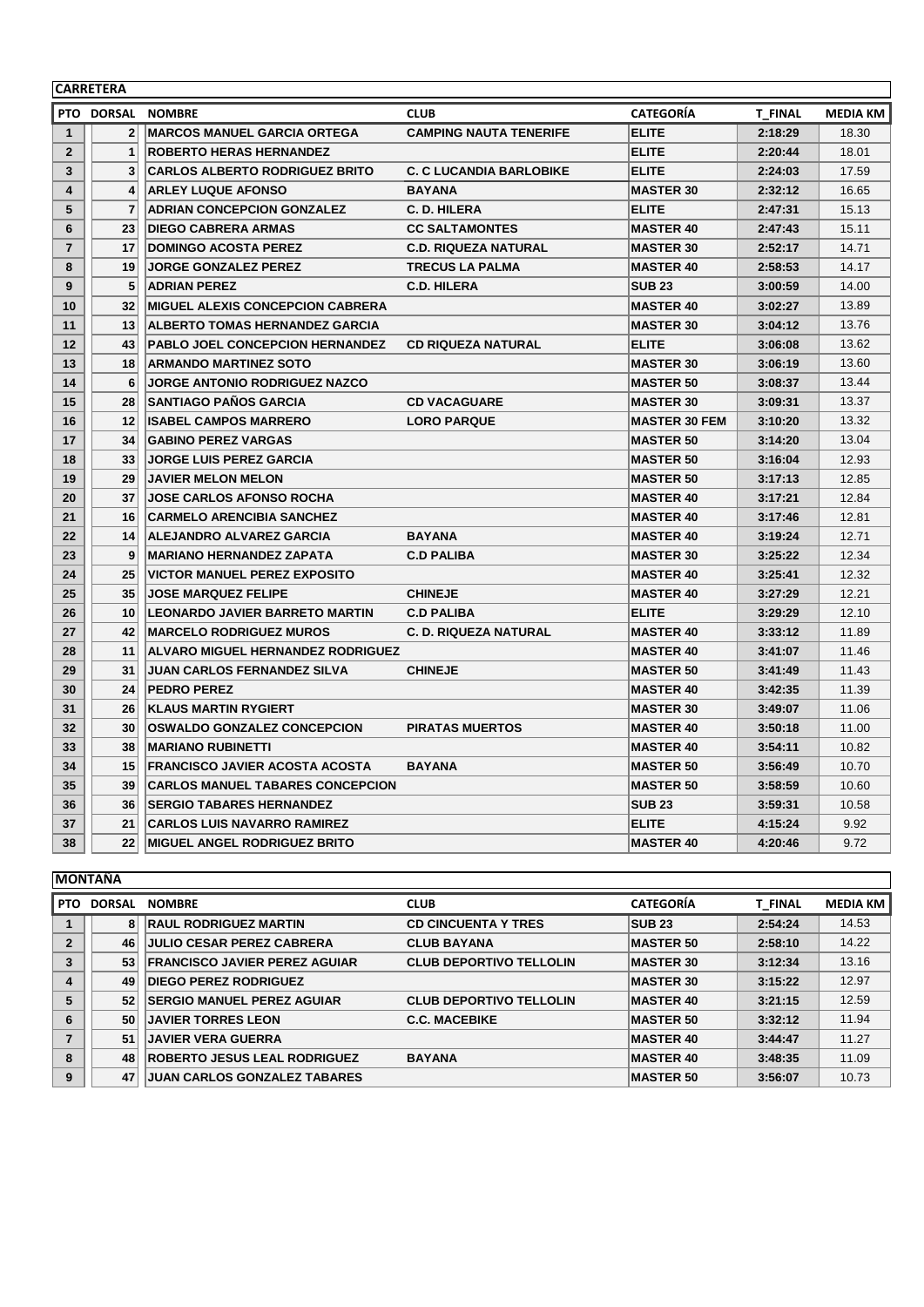## CARRETERA

| PTO | DORSAL | NOMBRE | CLUB | CATEGORÍA | T_FINAL | MEDIA KM |
|---|---|---|---|---|---|---|
| 1 | 2 | MARCOS MANUEL GARCIA ORTEGA | CAMPING NAUTA TENERIFE | ELITE | 2:18:29 | 18.30 |
| 2 | 1 | ROBERTO HERAS HERNANDEZ | | ELITE | 2:20:44 | 18.01 |
| 3 | 3 | CARLOS ALBERTO RODRIGUEZ BRITO | C. C LUCANDIA BARLOBIKE | ELITE | 2:24:03 | 17.59 |
| 4 | 4 | ARLEY LUQUE AFONSO | BAYANA | MASTER 30 | 2:32:12 | 16.65 |
| 5 | 7 | ADRIAN CONCEPCION GONZALEZ | C. D. HILERA | ELITE | 2:47:31 | 15.13 |
| 6 | 23 | DIEGO CABRERA ARMAS | CC SALTAMONTES | MASTER 40 | 2:47:43 | 15.11 |
| 7 | 17 | DOMINGO ACOSTA PEREZ | C.D. RIQUEZA NATURAL | MASTER 30 | 2:52:17 | 14.71 |
| 8 | 19 | JORGE GONZALEZ PEREZ | TRECUS LA PALMA | MASTER 40 | 2:58:53 | 14.17 |
| 9 | 5 | ADRIAN PEREZ | C.D. HILERA | SUB 23 | 3:00:59 | 14.00 |
| 10 | 32 | MIGUEL ALEXIS CONCEPCION CABRERA | | MASTER 40 | 3:02:27 | 13.89 |
| 11 | 13 | ALBERTO TOMAS HERNANDEZ GARCIA | | MASTER 30 | 3:04:12 | 13.76 |
| 12 | 43 | PABLO JOEL CONCEPCION HERNANDEZ | CD RIQUEZA NATURAL | ELITE | 3:06:08 | 13.62 |
| 13 | 18 | ARMANDO MARTINEZ SOTO | | MASTER 30 | 3:06:19 | 13.60 |
| 14 | 6 | JORGE ANTONIO RODRIGUEZ NAZCO | | MASTER 50 | 3:08:37 | 13.44 |
| 15 | 28 | SANTIAGO PAÑOS GARCIA | CD VACAGUARE | MASTER 30 | 3:09:31 | 13.37 |
| 16 | 12 | ISABEL CAMPOS MARRERO | LORO PARQUE | MASTER 30 FEM | 3:10:20 | 13.32 |
| 17 | 34 | GABINO PEREZ VARGAS | | MASTER 50 | 3:14:20 | 13.04 |
| 18 | 33 | JORGE LUIS PEREZ GARCIA | | MASTER 50 | 3:16:04 | 12.93 |
| 19 | 29 | JAVIER MELON MELON | | MASTER 50 | 3:17:13 | 12.85 |
| 20 | 37 | JOSE CARLOS AFONSO ROCHA | | MASTER 40 | 3:17:21 | 12.84 |
| 21 | 16 | CARMELO ARENCIBIA SANCHEZ | | MASTER 40 | 3:17:46 | 12.81 |
| 22 | 14 | ALEJANDRO ALVAREZ GARCIA | BAYANA | MASTER 40 | 3:19:24 | 12.71 |
| 23 | 9 | MARIANO HERNANDEZ ZAPATA | C.D PALIBA | MASTER 30 | 3:25:22 | 12.34 |
| 24 | 25 | VICTOR MANUEL PEREZ EXPOSITO | | MASTER 40 | 3:25:41 | 12.32 |
| 25 | 35 | JOSE MARQUEZ FELIPE | CHINEJE | MASTER 40 | 3:27:29 | 12.21 |
| 26 | 10 | LEONARDO JAVIER BARRETO MARTIN | C.D PALIBA | ELITE | 3:29:29 | 12.10 |
| 27 | 42 | MARCELO RODRIGUEZ MUROS | C. D. RIQUEZA NATURAL | MASTER 40 | 3:33:12 | 11.89 |
| 28 | 11 | ALVARO MIGUEL HERNANDEZ RODRIGUEZ | | MASTER 40 | 3:41:07 | 11.46 |
| 29 | 31 | JUAN CARLOS FERNANDEZ SILVA | CHINEJE | MASTER 50 | 3:41:49 | 11.43 |
| 30 | 24 | PEDRO PEREZ | | MASTER 40 | 3:42:35 | 11.39 |
| 31 | 26 | KLAUS MARTIN RYGIERT | | MASTER 30 | 3:49:07 | 11.06 |
| 32 | 30 | OSWALDO GONZALEZ CONCEPCION | PIRATAS MUERTOS | MASTER 40 | 3:50:18 | 11.00 |
| 33 | 38 | MARIANO RUBINETTI | | MASTER 40 | 3:54:11 | 10.82 |
| 34 | 15 | FRANCISCO JAVIER ACOSTA ACOSTA | BAYANA | MASTER 50 | 3:56:49 | 10.70 |
| 35 | 39 | CARLOS MANUEL TABARES CONCEPCION | | MASTER 50 | 3:58:59 | 10.60 |
| 36 | 36 | SERGIO TABARES HERNANDEZ | | SUB 23 | 3:59:31 | 10.58 |
| 37 | 21 | CARLOS LUIS NAVARRO RAMIREZ | | ELITE | 4:15:24 | 9.92 |
| 38 | 22 | MIGUEL ANGEL RODRIGUEZ BRITO | | MASTER 40 | 4:20:46 | 9.72 |

## MONTAÑA

| PTO | DORSAL | NOMBRE | CLUB | CATEGORÍA | T_FINAL | MEDIA KM |
|---|---|---|---|---|---|---|
| 1 | 8 | RAUL RODRIGUEZ MARTIN | CD CINCUENTA Y TRES | SUB 23 | 2:54:24 | 14.53 |
| 2 | 46 | JULIO CESAR PEREZ CABRERA | CLUB BAYANA | MASTER 50 | 2:58:10 | 14.22 |
| 3 | 53 | FRANCISCO JAVIER PEREZ AGUIAR | CLUB DEPORTIVO TELLOLIN | MASTER 30 | 3:12:34 | 13.16 |
| 4 | 49 | DIEGO PEREZ RODRIGUEZ | | MASTER 30 | 3:15:22 | 12.97 |
| 5 | 52 | SERGIO MANUEL PEREZ AGUIAR | CLUB DEPORTIVO TELLOLIN | MASTER 40 | 3:21:15 | 12.59 |
| 6 | 50 | JAVIER TORRES LEON | C.C. MACEBIKE | MASTER 50 | 3:32:12 | 11.94 |
| 7 | 51 | JAVIER VERA GUERRA | | MASTER 40 | 3:44:47 | 11.27 |
| 8 | 48 | ROBERTO JESUS LEAL RODRIGUEZ | BAYANA | MASTER 40 | 3:48:35 | 11.09 |
| 9 | 47 | JUAN CARLOS GONZALEZ TABARES | | MASTER 50 | 3:56:07 | 10.73 |